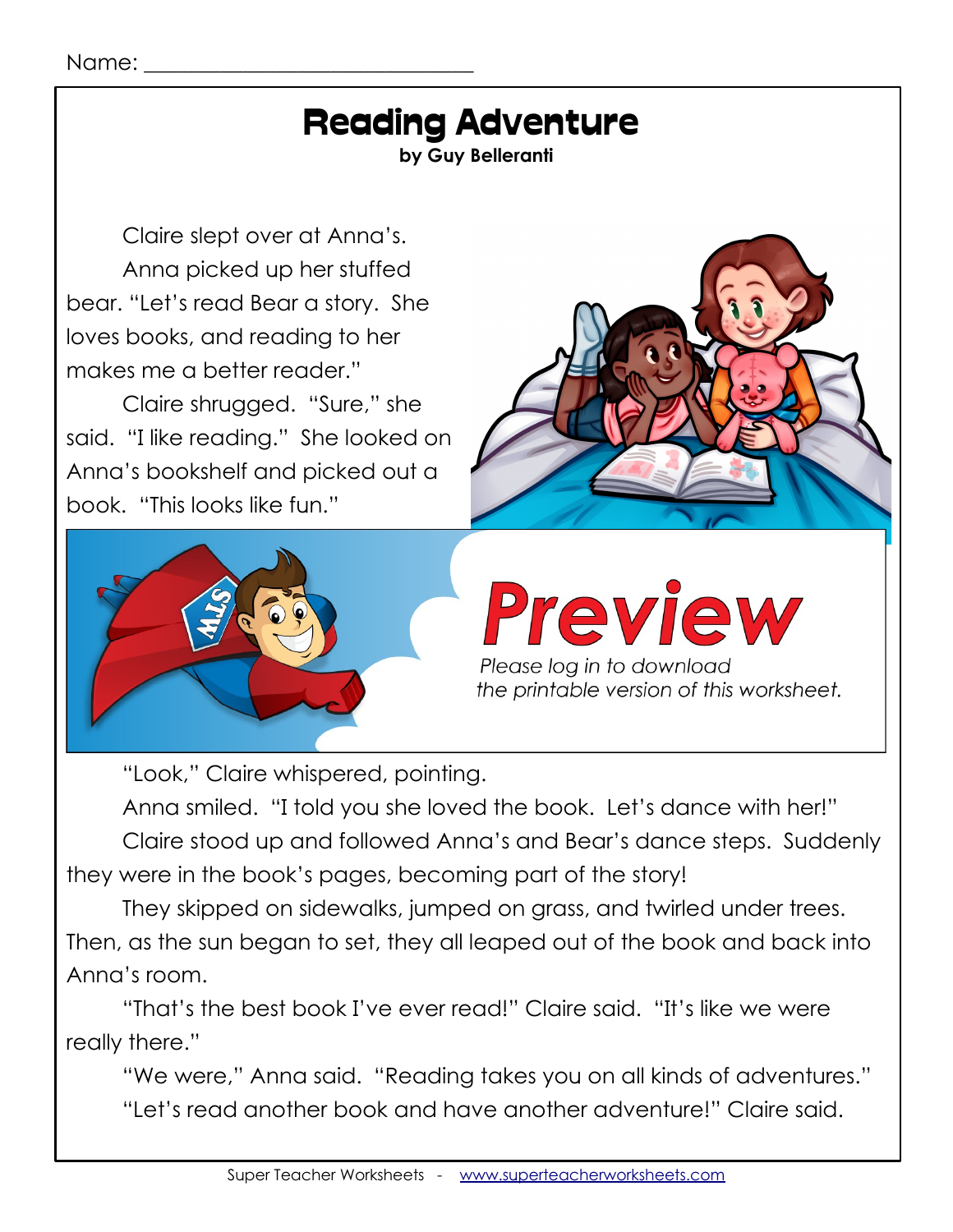Name: ______________________________

# Reading Adventure

**by Guy Belleranti**

Claire slept over at Anna's.

Anna picked up her stuffed bear. "Let's read Bear a story. She loves books, and reading to her makes me a better reader."

Claire shrugged. "Sure," she said. "I like reading." She looked on Anna's bookshelf and picked out a book. "This looks like fun."

**Preview**

*Please log in to download the printable version of this worksheet.*

"Look," Claire whispered, pointing.

Anna smiled. "I told you she loved the book. Let's dance with her!"

Claire stood up and followed Anna's and Bear's dance steps. Suddenly they were in the book's pages, becoming part of the story!

They skipped on sidewalks, jumped on grass, and twirled under trees. Then, as the sun began to set, they all leaped out of the book and back into Anna's room.

"That's the best book I've ever read!" Claire said. "It's like we were really there."

"We were," Anna said. "Reading takes you on all kinds of adventures."

"Let's read another book and have another adventure!" Claire said.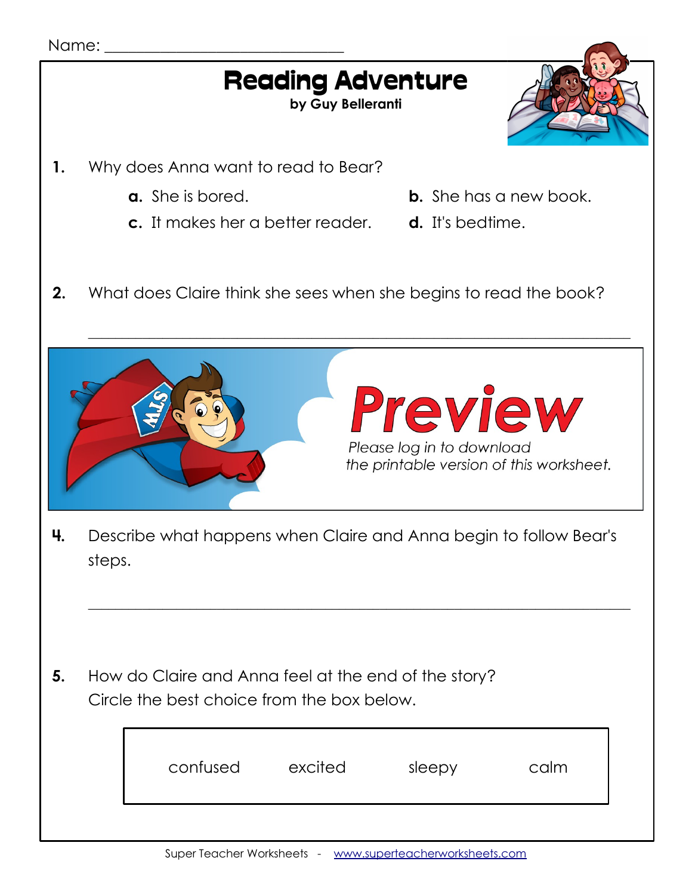Name: ______________________________

# Reading Adventure

**by Guy Belleranti**

**1.** Why does Anna want to read to Bear?

- **a.** She is bored.
- **b.** She has a new book.
- **c.** It makes her a better reader.
- **d.** It's bedtime.

**2.** What does Claire think she sees when she begins to read the book?

______________________________________________________________

*Preview*

*Please log in to download the printable version of this worksheet.*

**4.** Describe what happens when Claire and Anna begin to follow Bear's steps.

______________________________________________________________

**5.** How do Claire and Anna feel at the end of the story? Circle the best choice from the box below.

| | | | |
|---|---|---|---|
| confused | excited | sleepy | calm |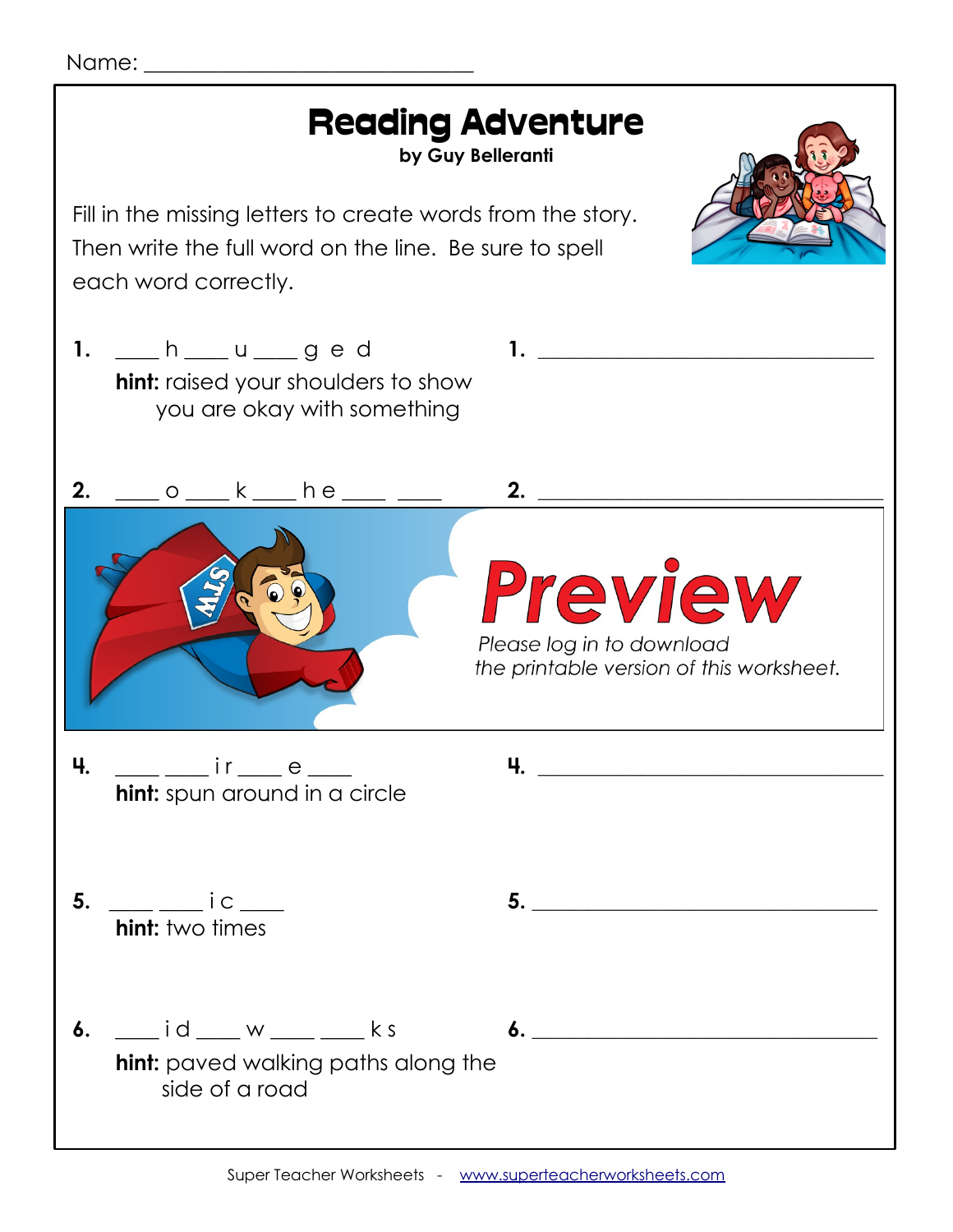Name: ______________________________

# Reading Adventure

**by Guy Belleranti**

Fill in the missing letters to create words from the story. Then write the full word on the line. Be sure to spell each word correctly.

**1.** ___ h ___ u ___ g e d

**hint:** raised your shoulders to show you are okay with something

**1.** ______________________________

**2.** ___ o ___ k ___ h e ___ ___

**2.** ______________________________

**Preview**

*Please log in to download the printable version of this worksheet.*

**4.** ___ ___ i r ___ e ___

**hint:** spun around in a circle

**4.** ______________________________

**5.** ___ ___ i c ___

**hint:** two times

**5.** ______________________________

**6.** ___ i d ___ w ___ ___ k s

**hint:** paved walking paths along the side of a road

**6.** ______________________________

Super Teacher Worksheets - www.superteacherworksheets.com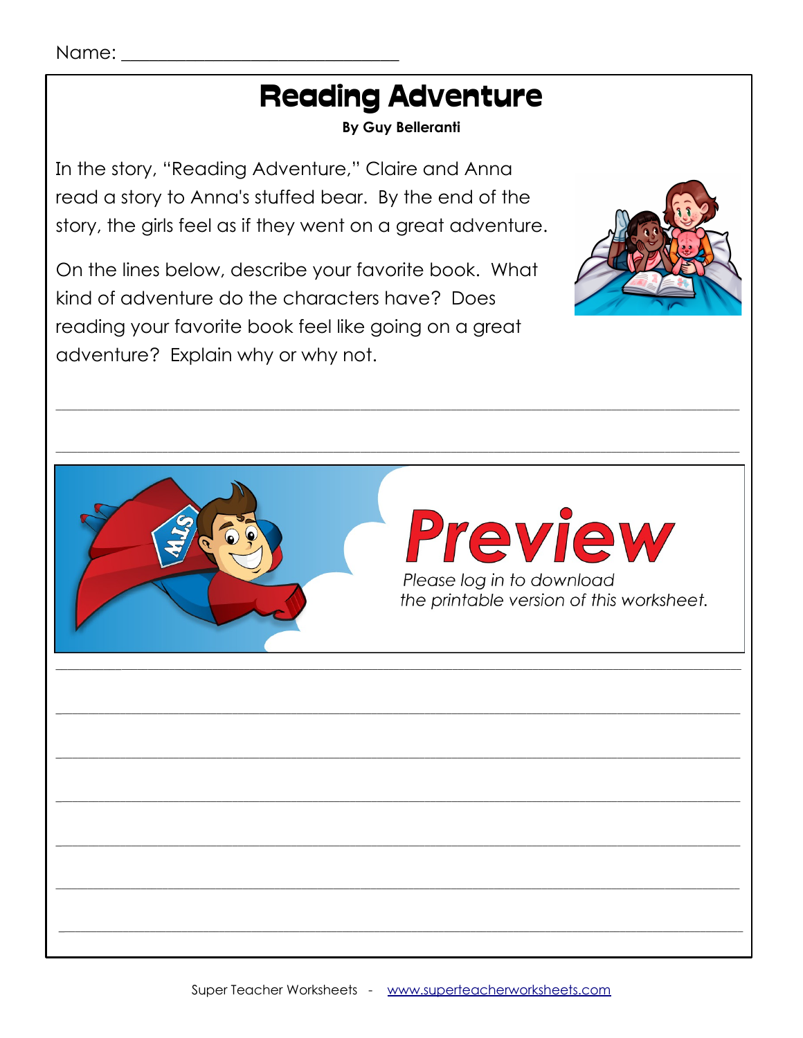Name: ______________________________

# Reading Adventure

**By Guy Belleranti**

In the story, "Reading Adventure," Claire and Anna read a story to Anna's stuffed bear. By the end of the story, the girls feel as if they went on a great adventure.

On the lines below, describe your favorite book. What kind of adventure do the characters have? Does reading your favorite book feel like going on a great adventure? Explain why or why not.

______________________________________________________________________________

______________________________________________________________________________

**Preview**

*Please log in to download the printable version of this worksheet.*

______________________________________________________________________________

______________________________________________________________________________

______________________________________________________________________________

______________________________________________________________________________

______________________________________________________________________________

______________________________________________________________________________

______________________________________________________________________________

Super Teacher Worksheets - www.superteacherworksheets.com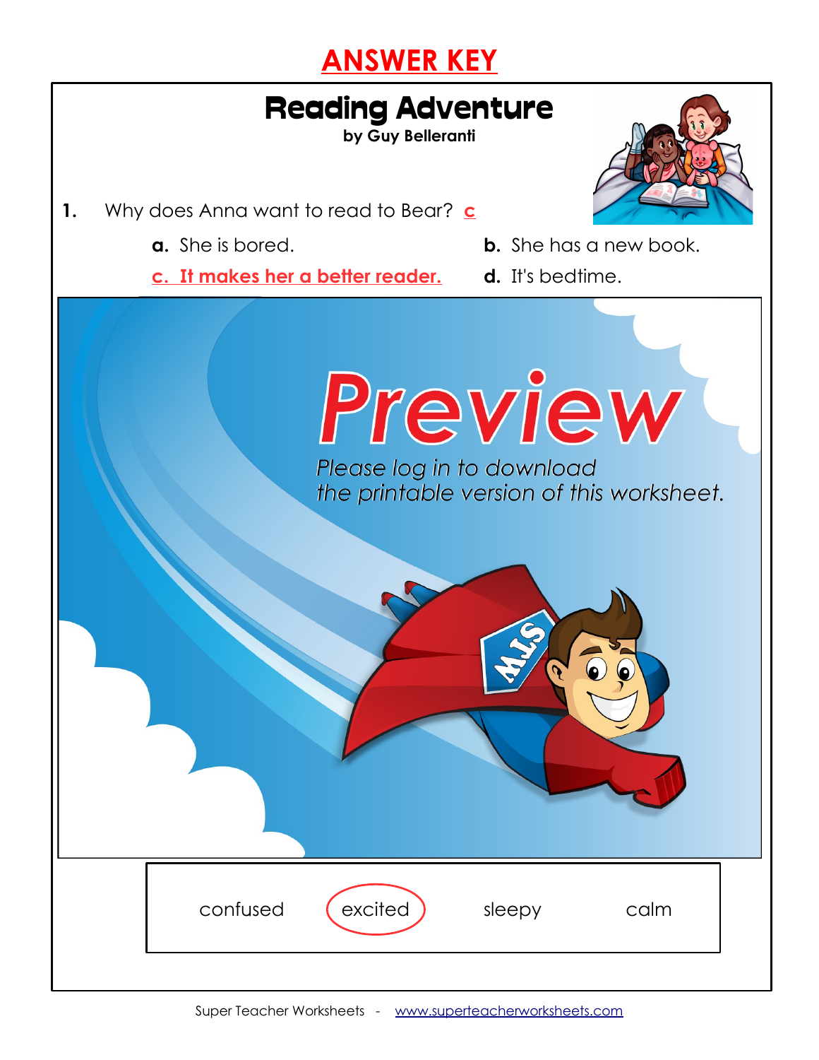# ANSWER KEY

## Reading Adventure

**by Guy Belleranti**

1. Why does Anna want to read to Bear? c

   **a.** She is bored.

   **b.** She has a new book.

   **c. It makes her a better reader.**

   **d.** It's bedtime.

Preview

*Please log in to download the printable version of this worksheet.*

| | | | |
|---|---|---|---|
| confused | excited | sleepy | calm |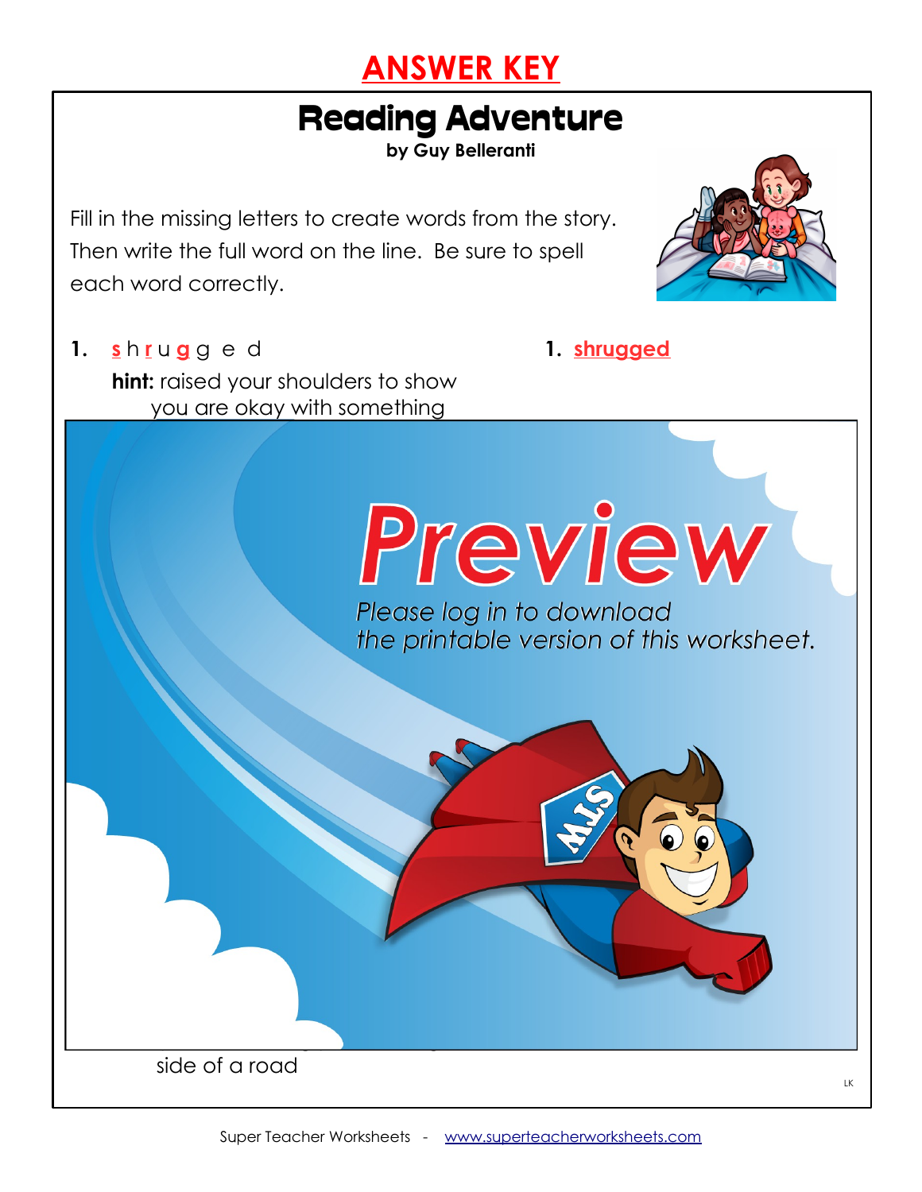# ANSWER KEY

## Reading Adventure

**by Guy Belleranti**

Fill in the missing letters to create words from the story. Then write the full word on the line. Be sure to spell each word correctly.

1. s h r u g g e d

   **hint:** raised your shoulders to show you are okay with something

1. shrugged

Preview

*Please log in to download the printable version of this worksheet.*

side of a road